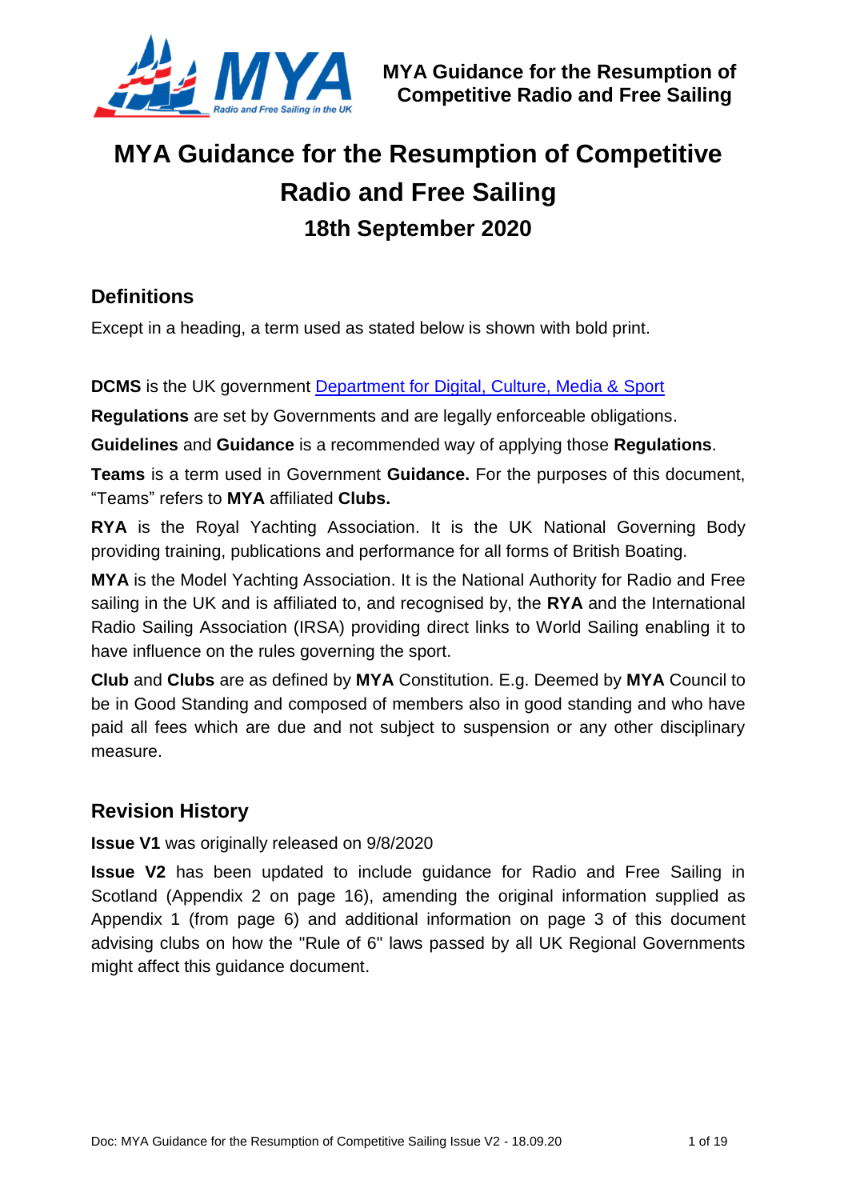# MYA Guidance for the Resumption of Competitive Radio and Free Sailing

## 18th September 2020

## Definitions

Except in a heading, a term used as stated below is shown with bold print.

**DCMS** is the UK government Department for Digital, Culture, Media & Sport

**Regulations** are set by Governments and are legally enforceable obligations.

**Guidelines** and **Guidance** is a recommended way of applying those **Regulations**.

**Teams** is a term used in Government **Guidance.** For the purposes of this document, "Teams" refers to **MYA** affiliated **Clubs.**

**RYA** is the Royal Yachting Association. It is the UK National Governing Body providing training, publications and performance for all forms of British Boating.

**MYA** is the Model Yachting Association. It is the National Authority for Radio and Free sailing in the UK and is affiliated to, and recognised by, the **RYA** and the International Radio Sailing Association (IRSA) providing direct links to World Sailing enabling it to have influence on the rules governing the sport.

**Club** and **Clubs** are as defined by **MYA** Constitution. E.g. Deemed by **MYA** Council to be in Good Standing and composed of members also in good standing and who have paid all fees which are due and not subject to suspension or any other disciplinary measure.

## Revision History

**Issue V1** was originally released on 9/8/2020

**Issue V2** has been updated to include guidance for Radio and Free Sailing in Scotland (Appendix 2 on page 16), amending the original information supplied as Appendix 1 (from page 6) and additional information on page 3 of this document advising clubs on how the "Rule of 6" laws passed by all UK Regional Governments might affect this guidance document.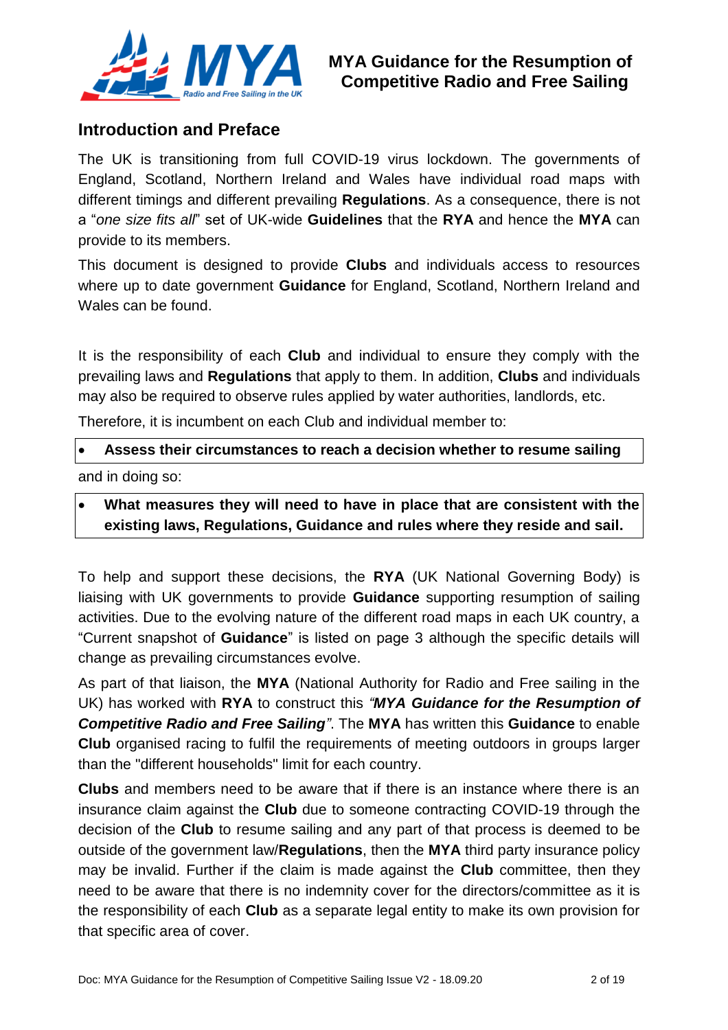# MYA Guidance for the Resumption of Competitive Radio and Free Sailing

## Introduction and Preface

The UK is transitioning from full COVID-19 virus lockdown. The governments of England, Scotland, Northern Ireland and Wales have individual road maps with different timings and different prevailing **Regulations**. As a consequence, there is not a "*one size fits all*" set of UK-wide **Guidelines** that the **RYA** and hence the **MYA** can provide to its members.

This document is designed to provide **Clubs** and individuals access to resources where up to date government **Guidance** for England, Scotland, Northern Ireland and Wales can be found.

It is the responsibility of each **Club** and individual to ensure they comply with the prevailing laws and **Regulations** that apply to them. In addition, **Clubs** and individuals may also be required to observe rules applied by water authorities, landlords, etc.

Therefore, it is incumbent on each Club and individual member to:

- **Assess their circumstances to reach a decision whether to resume sailing**

and in doing so:

- **What measures they will need to have in place that are consistent with the existing laws, Regulations, Guidance and rules where they reside and sail.**

To help and support these decisions, the **RYA** (UK National Governing Body) is liaising with UK governments to provide **Guidance** supporting resumption of sailing activities. Due to the evolving nature of the different road maps in each UK country, a "Current snapshot of **Guidance**" is listed on page 3 although the specific details will change as prevailing circumstances evolve.

As part of that liaison, the **MYA** (National Authority for Radio and Free sailing in the UK) has worked with **RYA** to construct this ***"MYA Guidance for the Resumption of Competitive Radio and Free Sailing"***. The **MYA** has written this **Guidance** to enable **Club** organised racing to fulfil the requirements of meeting outdoors in groups larger than the "different households" limit for each country.

**Clubs** and members need to be aware that if there is an instance where there is an insurance claim against the **Club** due to someone contracting COVID-19 through the decision of the **Club** to resume sailing and any part of that process is deemed to be outside of the government law/**Regulations**, then the **MYA** third party insurance policy may be invalid. Further if the claim is made against the **Club** committee, then they need to be aware that there is no indemnity cover for the directors/committee as it is the responsibility of each **Club** as a separate legal entity to make its own provision for that specific area of cover.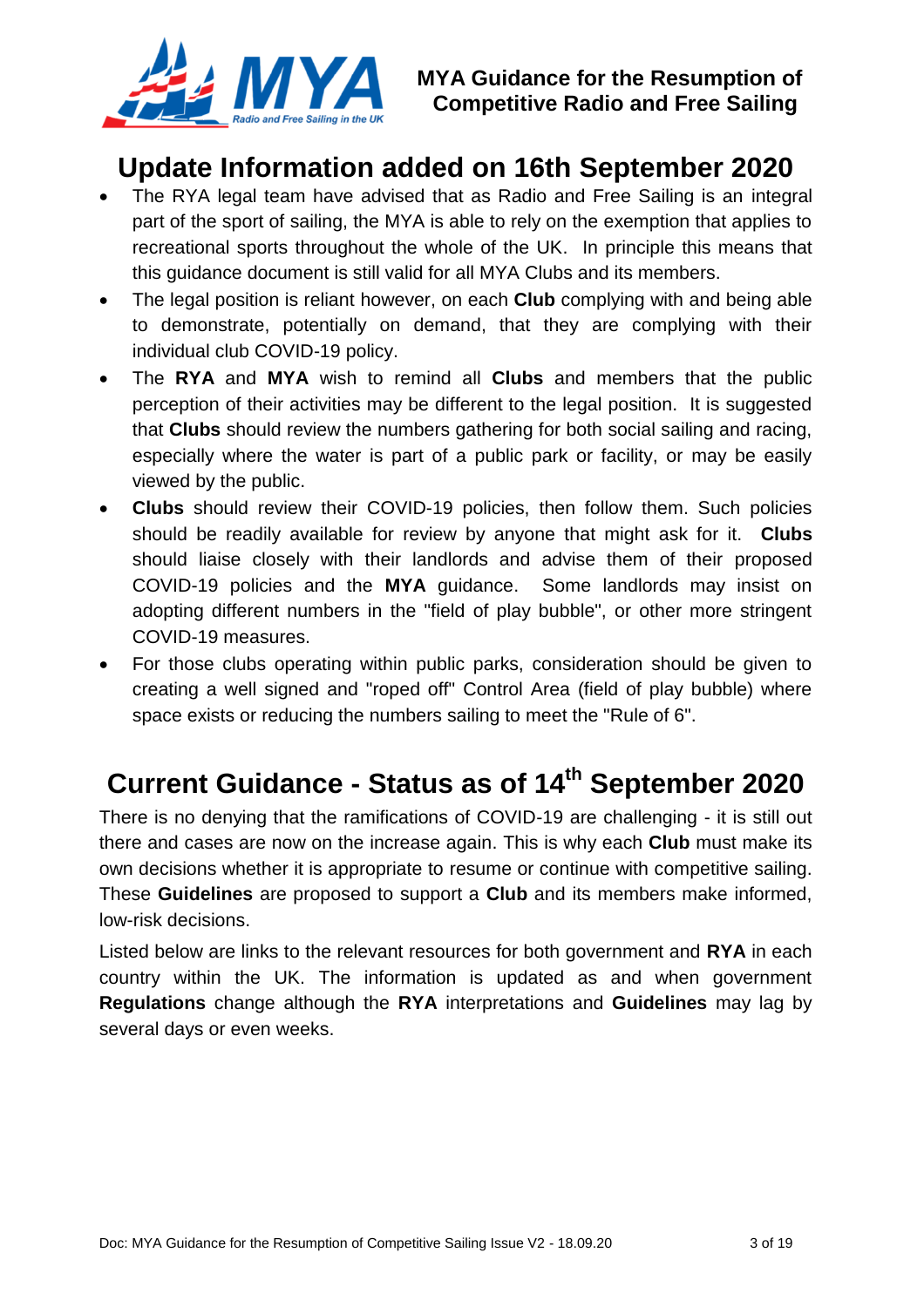## Update Information added on 16th September 2020

- The RYA legal team have advised that as Radio and Free Sailing is an integral part of the sport of sailing, the MYA is able to rely on the exemption that applies to recreational sports throughout the whole of the UK. In principle this means that this guidance document is still valid for all MYA Clubs and its members.
- The legal position is reliant however, on each **Club** complying with and being able to demonstrate, potentially on demand, that they are complying with their individual club COVID-19 policy.
- The **RYA** and **MYA** wish to remind all **Clubs** and members that the public perception of their activities may be different to the legal position. It is suggested that **Clubs** should review the numbers gathering for both social sailing and racing, especially where the water is part of a public park or facility, or may be easily viewed by the public.
- **Clubs** should review their COVID-19 policies, then follow them. Such policies should be readily available for review by anyone that might ask for it. **Clubs** should liaise closely with their landlords and advise them of their proposed COVID-19 policies and the **MYA** guidance. Some landlords may insist on adopting different numbers in the "field of play bubble", or other more stringent COVID-19 measures.
- For those clubs operating within public parks, consideration should be given to creating a well signed and "roped off" Control Area (field of play bubble) where space exists or reducing the numbers sailing to meet the "Rule of 6".

## Current Guidance - Status as of 14th September 2020

There is no denying that the ramifications of COVID-19 are challenging - it is still out there and cases are now on the increase again. This is why each **Club** must make its own decisions whether it is appropriate to resume or continue with competitive sailing. These **Guidelines** are proposed to support a **Club** and its members make informed, low-risk decisions.

Listed below are links to the relevant resources for both government and **RYA** in each country within the UK. The information is updated as and when government **Regulations** change although the **RYA** interpretations and **Guidelines** may lag by several days or even weeks.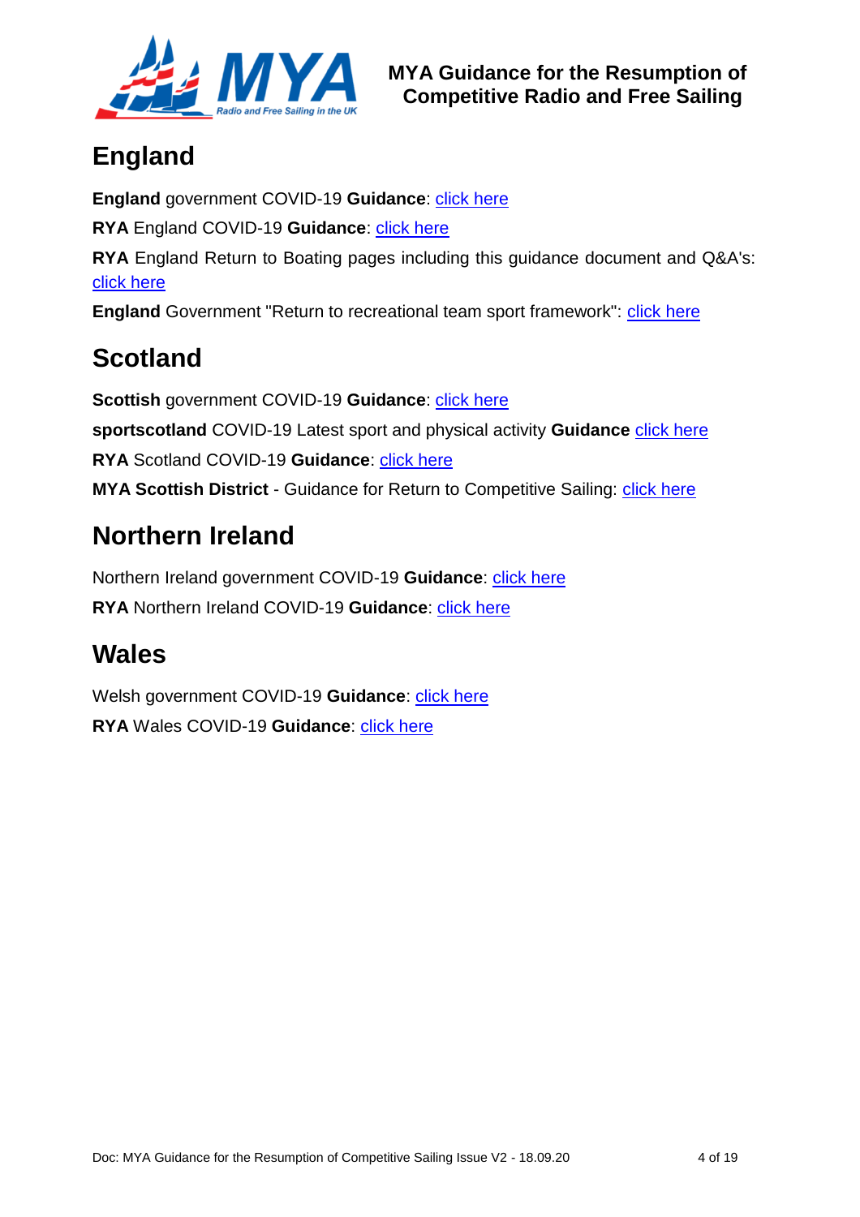## England

**England** government COVID-19 **Guidance**: click here

**RYA** England COVID-19 **Guidance**: click here

**RYA** England Return to Boating pages including this guidance document and Q&A's: click here

**England** Government "Return to recreational team sport framework": click here

## Scotland

**Scottish** government COVID-19 **Guidance**: click here

**sportscotland** COVID-19 Latest sport and physical activity **Guidance** click here

**RYA** Scotland COVID-19 **Guidance**: click here

**MYA Scottish District** - Guidance for Return to Competitive Sailing: click here

## Northern Ireland

Northern Ireland government COVID-19 **Guidance**: click here

**RYA** Northern Ireland COVID-19 **Guidance**: click here

## Wales

Welsh government COVID-19 **Guidance**: click here

**RYA** Wales COVID-19 **Guidance**: click here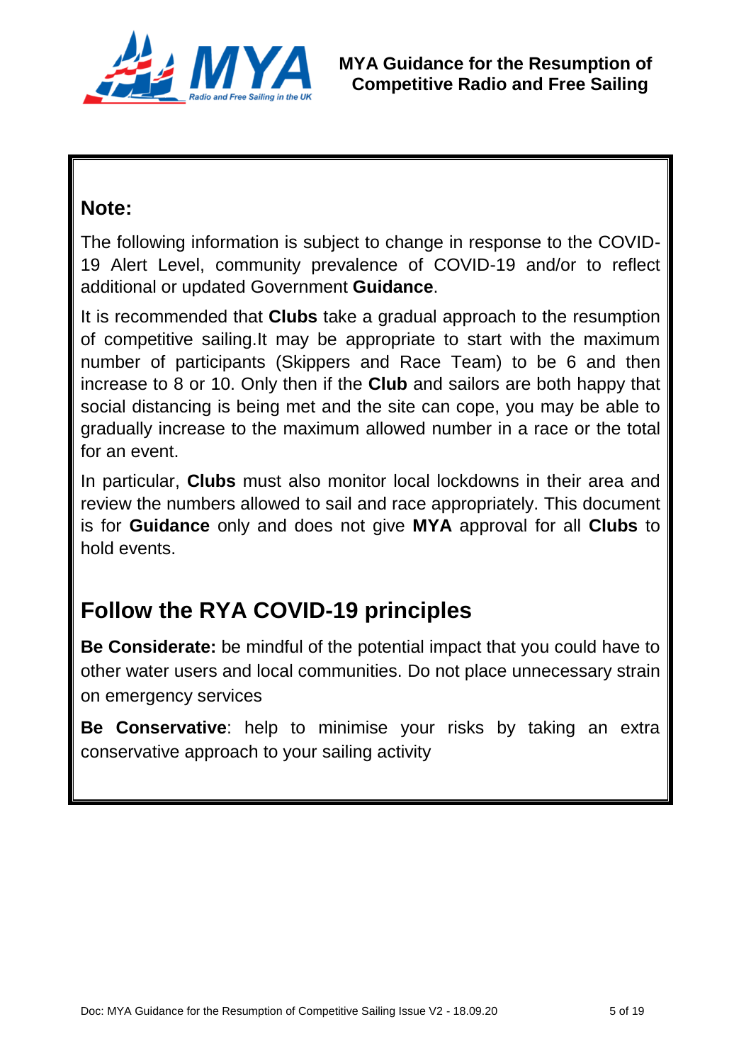## Note:

The following information is subject to change in response to the COVID-19 Alert Level, community prevalence of COVID-19 and/or to reflect additional or updated Government **Guidance**.

It is recommended that **Clubs** take a gradual approach to the resumption of competitive sailing.It may be appropriate to start with the maximum number of participants (Skippers and Race Team) to be 6 and then increase to 8 or 10. Only then if the **Club** and sailors are both happy that social distancing is being met and the site can cope, you may be able to gradually increase to the maximum allowed number in a race or the total for an event.

In particular, **Clubs** must also monitor local lockdowns in their area and review the numbers allowed to sail and race appropriately. This document is for **Guidance** only and does not give **MYA** approval for all **Clubs** to hold events.

## Follow the RYA COVID-19 principles

**Be Considerate:** be mindful of the potential impact that you could have to other water users and local communities. Do not place unnecessary strain on emergency services

**Be Conservative**: help to minimise your risks by taking an extra conservative approach to your sailing activity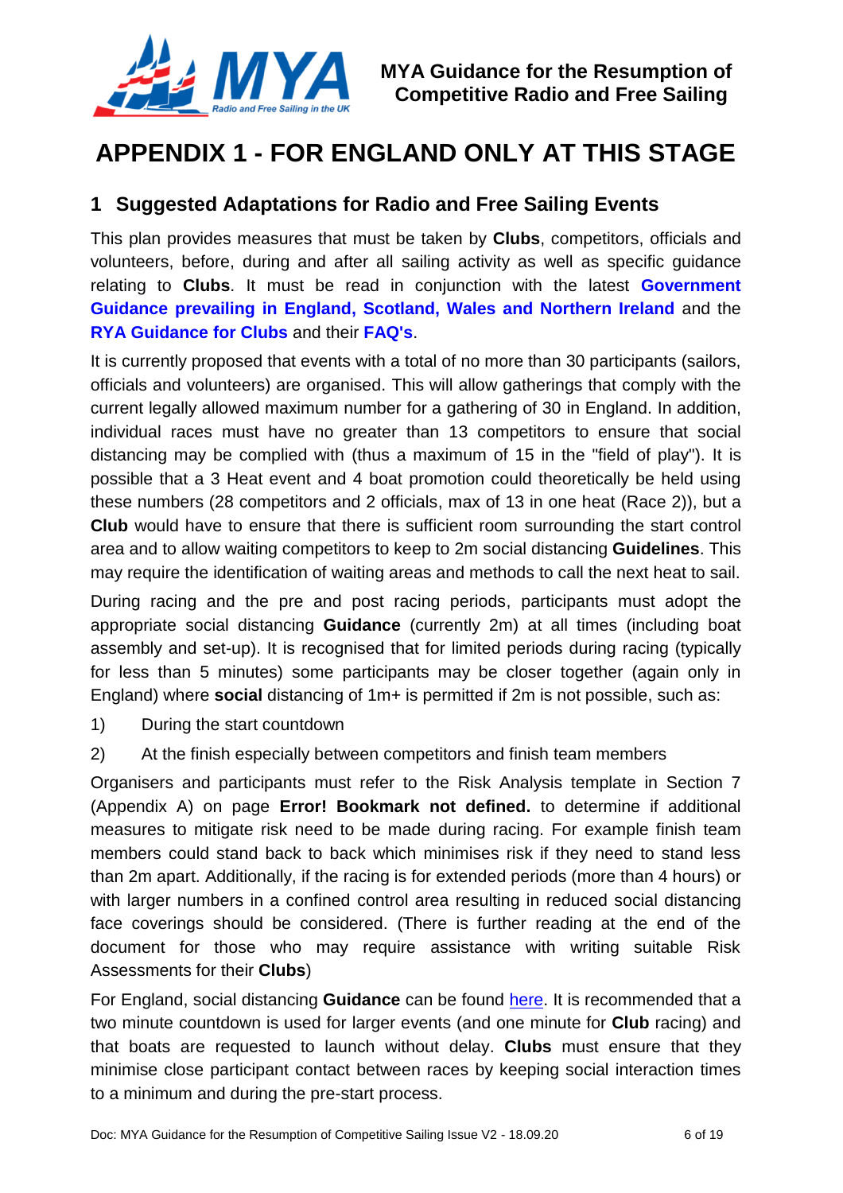# APPENDIX 1 - FOR ENGLAND ONLY AT THIS STAGE

## 1 Suggested Adaptations for Radio and Free Sailing Events

This plan provides measures that must be taken by **Clubs**, competitors, officials and volunteers, before, during and after all sailing activity as well as specific guidance relating to **Clubs**. It must be read in conjunction with the latest **Government Guidance prevailing in England, Scotland, Wales and Northern Ireland** and the **RYA Guidance for Clubs** and their **FAQ's**.

It is currently proposed that events with a total of no more than 30 participants (sailors, officials and volunteers) are organised. This will allow gatherings that comply with the current legally allowed maximum number for a gathering of 30 in England. In addition, individual races must have no greater than 13 competitors to ensure that social distancing may be complied with (thus a maximum of 15 in the "field of play"). It is possible that a 3 Heat event and 4 boat promotion could theoretically be held using these numbers (28 competitors and 2 officials, max of 13 in one heat (Race 2)), but a **Club** would have to ensure that there is sufficient room surrounding the start control area and to allow waiting competitors to keep to 2m social distancing **Guidelines**. This may require the identification of waiting areas and methods to call the next heat to sail.

During racing and the pre and post racing periods, participants must adopt the appropriate social distancing **Guidance** (currently 2m) at all times (including boat assembly and set-up). It is recognised that for limited periods during racing (typically for less than 5 minutes) some participants may be closer together (again only in England) where **social** distancing of 1m+ is permitted if 2m is not possible, such as:

1) During the start countdown
2) At the finish especially between competitors and finish team members

Organisers and participants must refer to the Risk Analysis template in Section 7 (Appendix A) on page **Error! Bookmark not defined.** to determine if additional measures to mitigate risk need to be made during racing. For example finish team members could stand back to back which minimises risk if they need to stand less than 2m apart. Additionally, if the racing is for extended periods (more than 4 hours) or with larger numbers in a confined control area resulting in reduced social distancing face coverings should be considered. (There is further reading at the end of the document for those who may require assistance with writing suitable Risk Assessments for their **Clubs**)

For England, social distancing **Guidance** can be found here. It is recommended that a two minute countdown is used for larger events (and one minute for **Club** racing) and that boats are requested to launch without delay. **Clubs** must ensure that they minimise close participant contact between races by keeping social interaction times to a minimum and during the pre-start process.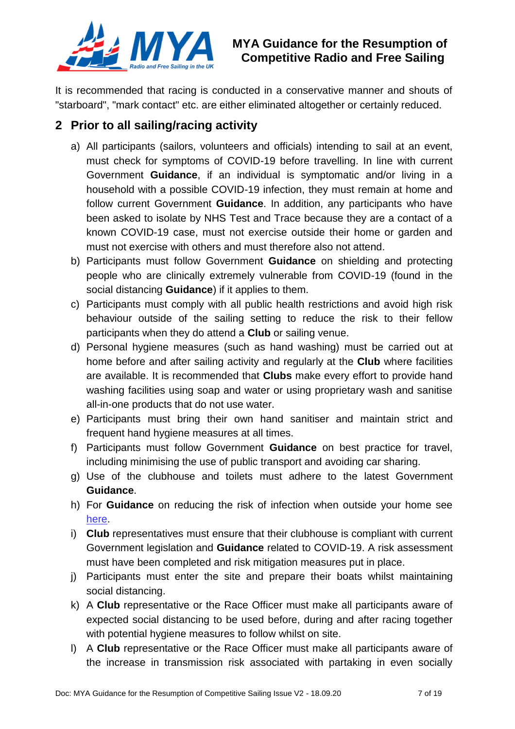It is recommended that racing is conducted in a conservative manner and shouts of "starboard", "mark contact" etc. are either eliminated altogether or certainly reduced.

## 2 Prior to all sailing/racing activity

a) All participants (sailors, volunteers and officials) intending to sail at an event, must check for symptoms of COVID-19 before travelling. In line with current Government **Guidance**, if an individual is symptomatic and/or living in a household with a possible COVID-19 infection, they must remain at home and follow current Government **Guidance**. In addition, any participants who have been asked to isolate by NHS Test and Trace because they are a contact of a known COVID-19 case, must not exercise outside their home or garden and must not exercise with others and must therefore also not attend.

b) Participants must follow Government **Guidance** on shielding and protecting people who are clinically extremely vulnerable from COVID-19 (found in the social distancing **Guidance**) if it applies to them.

c) Participants must comply with all public health restrictions and avoid high risk behaviour outside of the sailing setting to reduce the risk to their fellow participants when they do attend a **Club** or sailing venue.

d) Personal hygiene measures (such as hand washing) must be carried out at home before and after sailing activity and regularly at the **Club** where facilities are available. It is recommended that **Clubs** make every effort to provide hand washing facilities using soap and water or using proprietary wash and sanitise all-in-one products that do not use water.

e) Participants must bring their own hand sanitiser and maintain strict and frequent hand hygiene measures at all times.

f) Participants must follow Government **Guidance** on best practice for travel, including minimising the use of public transport and avoiding car sharing.

g) Use of the clubhouse and toilets must adhere to the latest Government **Guidance**.

h) For **Guidance** on reducing the risk of infection when outside your home see here.

i) **Club** representatives must ensure that their clubhouse is compliant with current Government legislation and **Guidance** related to COVID-19. A risk assessment must have been completed and risk mitigation measures put in place.

j) Participants must enter the site and prepare their boats whilst maintaining social distancing.

k) A **Club** representative or the Race Officer must make all participants aware of expected social distancing to be used before, during and after racing together with potential hygiene measures to follow whilst on site.

l) A **Club** representative or the Race Officer must make all participants aware of the increase in transmission risk associated with partaking in even socially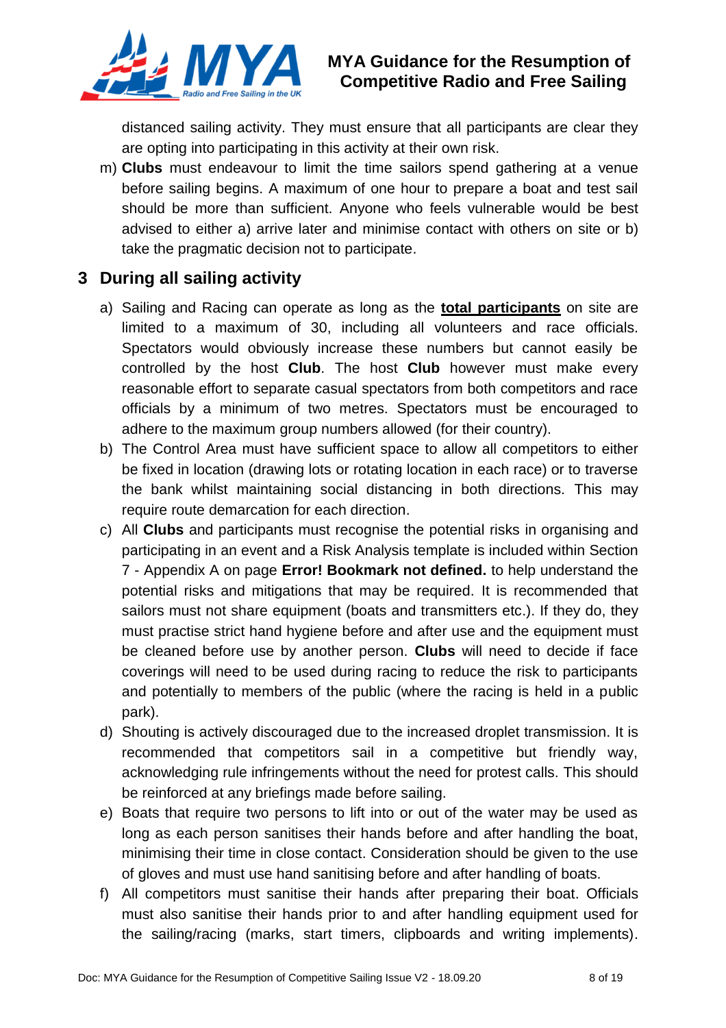distanced sailing activity. They must ensure that all participants are clear they are opting into participating in this activity at their own risk.

m) **Clubs** must endeavour to limit the time sailors spend gathering at a venue before sailing begins. A maximum of one hour to prepare a boat and test sail should be more than sufficient. Anyone who feels vulnerable would be best advised to either a) arrive later and minimise contact with others on site or b) take the pragmatic decision not to participate.

## 3 During all sailing activity

a) Sailing and Racing can operate as long as the **total participants** on site are limited to a maximum of 30, including all volunteers and race officials. Spectators would obviously increase these numbers but cannot easily be controlled by the host **Club**. The host **Club** however must make every reasonable effort to separate casual spectators from both competitors and race officials by a minimum of two metres. Spectators must be encouraged to adhere to the maximum group numbers allowed (for their country).

b) The Control Area must have sufficient space to allow all competitors to either be fixed in location (drawing lots or rotating location in each race) or to traverse the bank whilst maintaining social distancing in both directions. This may require route demarcation for each direction.

c) All **Clubs** and participants must recognise the potential risks in organising and participating in an event and a Risk Analysis template is included within Section 7 - Appendix A on page **Error! Bookmark not defined.** to help understand the potential risks and mitigations that may be required. It is recommended that sailors must not share equipment (boats and transmitters etc.). If they do, they must practise strict hand hygiene before and after use and the equipment must be cleaned before use by another person. **Clubs** will need to decide if face coverings will need to be used during racing to reduce the risk to participants and potentially to members of the public (where the racing is held in a public park).

d) Shouting is actively discouraged due to the increased droplet transmission. It is recommended that competitors sail in a competitive but friendly way, acknowledging rule infringements without the need for protest calls. This should be reinforced at any briefings made before sailing.

e) Boats that require two persons to lift into or out of the water may be used as long as each person sanitises their hands before and after handling the boat, minimising their time in close contact. Consideration should be given to the use of gloves and must use hand sanitising before and after handling of boats.

f) All competitors must sanitise their hands after preparing their boat. Officials must also sanitise their hands prior to and after handling equipment used for the sailing/racing (marks, start timers, clipboards and writing implements).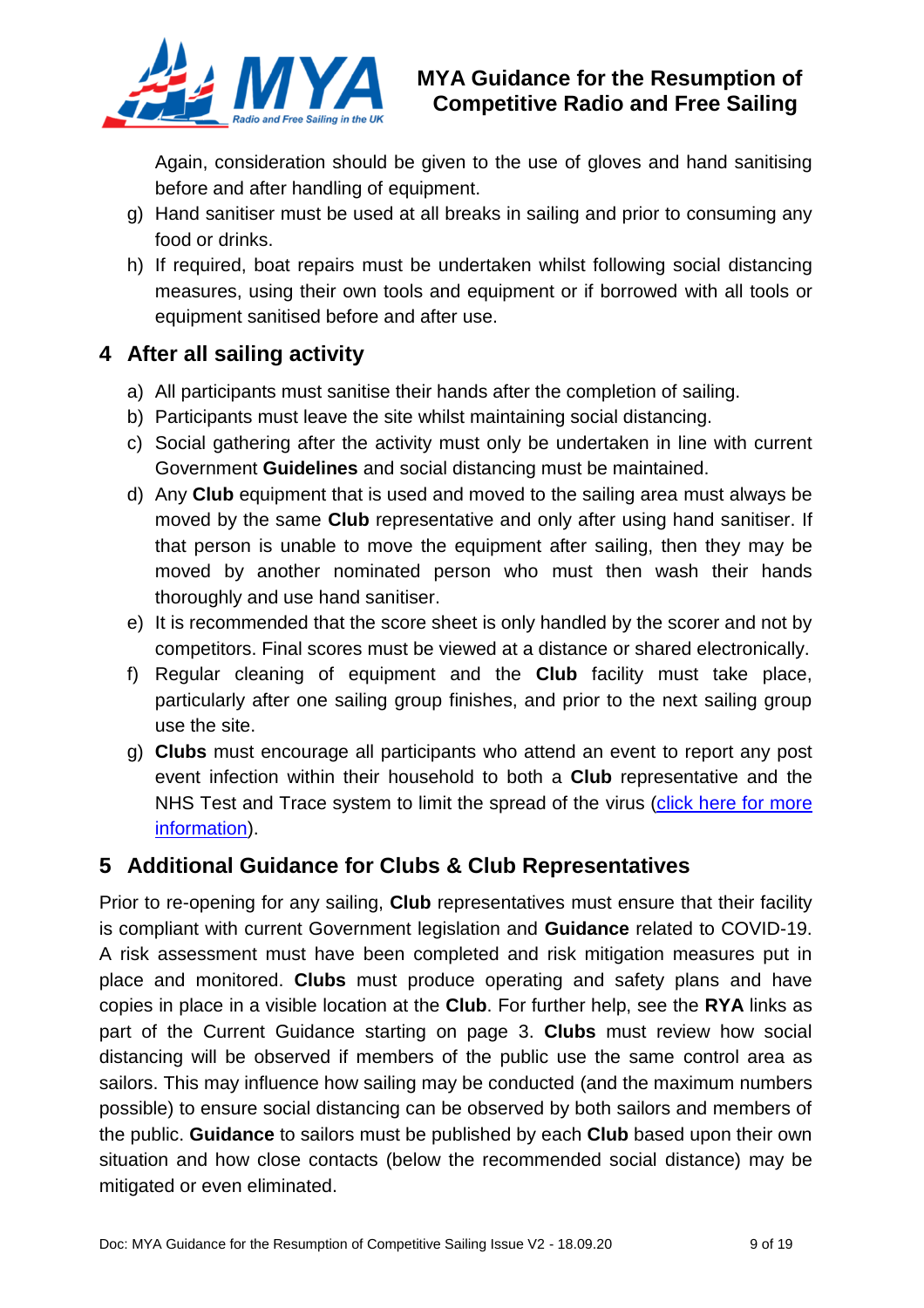Again, consideration should be given to the use of gloves and hand sanitising before and after handling of equipment.

g) Hand sanitiser must be used at all breaks in sailing and prior to consuming any food or drinks.

h) If required, boat repairs must be undertaken whilst following social distancing measures, using their own tools and equipment or if borrowed with all tools or equipment sanitised before and after use.

## 4 After all sailing activity

a) All participants must sanitise their hands after the completion of sailing.

b) Participants must leave the site whilst maintaining social distancing.

c) Social gathering after the activity must only be undertaken in line with current Government **Guidelines** and social distancing must be maintained.

d) Any **Club** equipment that is used and moved to the sailing area must always be moved by the same **Club** representative and only after using hand sanitiser. If that person is unable to move the equipment after sailing, then they may be moved by another nominated person who must then wash their hands thoroughly and use hand sanitiser.

e) It is recommended that the score sheet is only handled by the scorer and not by competitors. Final scores must be viewed at a distance or shared electronically.

f) Regular cleaning of equipment and the **Club** facility must take place, particularly after one sailing group finishes, and prior to the next sailing group use the site.

g) **Clubs** must encourage all participants who attend an event to report any post event infection within their household to both a **Club** representative and the NHS Test and Trace system to limit the spread of the virus (click here for more information).

## 5 Additional Guidance for Clubs & Club Representatives

Prior to re-opening for any sailing, **Club** representatives must ensure that their facility is compliant with current Government legislation and **Guidance** related to COVID-19. A risk assessment must have been completed and risk mitigation measures put in place and monitored. **Clubs** must produce operating and safety plans and have copies in place in a visible location at the **Club**. For further help, see the **RYA** links as part of the Current Guidance starting on page 3. **Clubs** must review how social distancing will be observed if members of the public use the same control area as sailors. This may influence how sailing may be conducted (and the maximum numbers possible) to ensure social distancing can be observed by both sailors and members of the public. **Guidance** to sailors must be published by each **Club** based upon their own situation and how close contacts (below the recommended social distance) may be mitigated or even eliminated.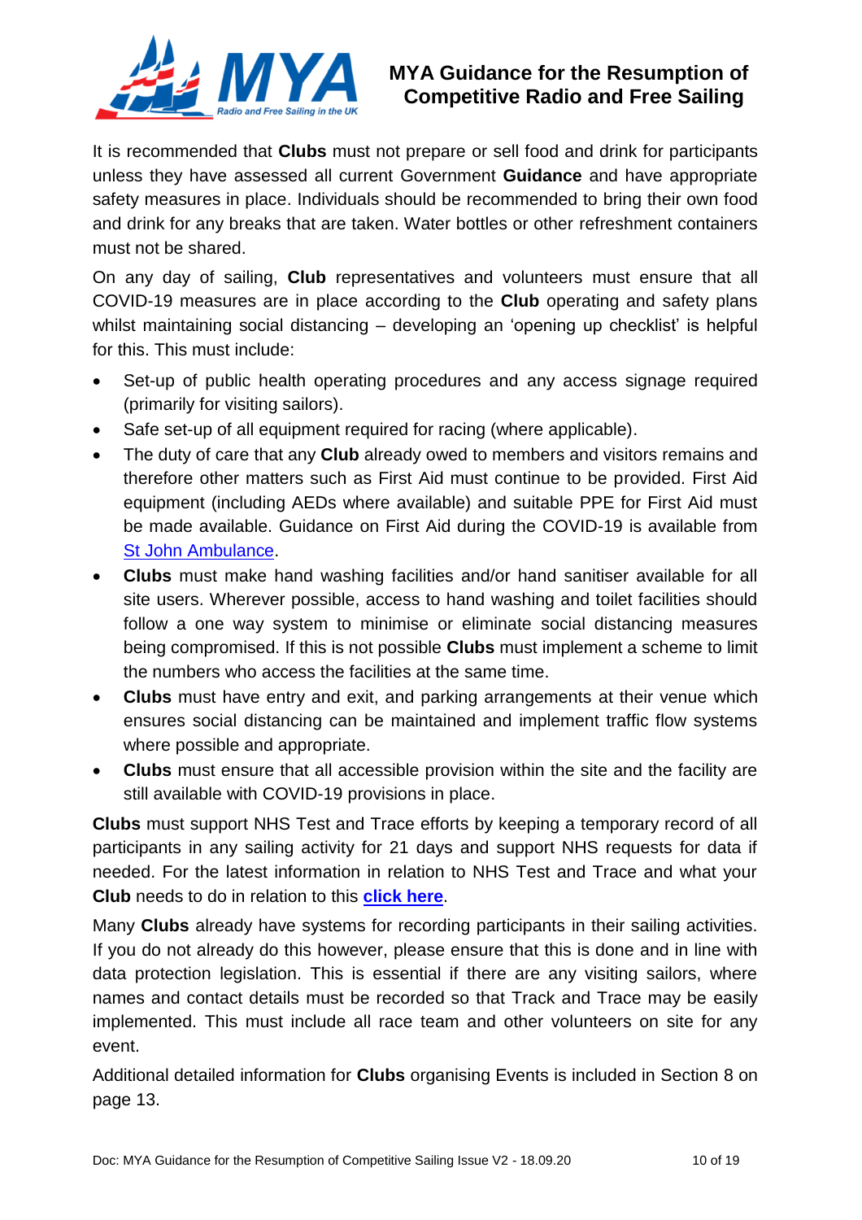It is recommended that **Clubs** must not prepare or sell food and drink for participants unless they have assessed all current Government **Guidance** and have appropriate safety measures in place. Individuals should be recommended to bring their own food and drink for any breaks that are taken. Water bottles or other refreshment containers must not be shared.

On any day of sailing, **Club** representatives and volunteers must ensure that all COVID-19 measures are in place according to the **Club** operating and safety plans whilst maintaining social distancing – developing an 'opening up checklist' is helpful for this. This must include:

- Set-up of public health operating procedures and any access signage required (primarily for visiting sailors).
- Safe set-up of all equipment required for racing (where applicable).
- The duty of care that any **Club** already owed to members and visitors remains and therefore other matters such as First Aid must continue to be provided. First Aid equipment (including AEDs where available) and suitable PPE for First Aid must be made available. Guidance on First Aid during the COVID-19 is available from St John Ambulance.
- **Clubs** must make hand washing facilities and/or hand sanitiser available for all site users. Wherever possible, access to hand washing and toilet facilities should follow a one way system to minimise or eliminate social distancing measures being compromised. If this is not possible **Clubs** must implement a scheme to limit the numbers who access the facilities at the same time.
- **Clubs** must have entry and exit, and parking arrangements at their venue which ensures social distancing can be maintained and implement traffic flow systems where possible and appropriate.
- **Clubs** must ensure that all accessible provision within the site and the facility are still available with COVID-19 provisions in place.

**Clubs** must support NHS Test and Trace efforts by keeping a temporary record of all participants in any sailing activity for 21 days and support NHS requests for data if needed. For the latest information in relation to NHS Test and Trace and what your **Club** needs to do in relation to this **click here**.

Many **Clubs** already have systems for recording participants in their sailing activities. If you do not already do this however, please ensure that this is done and in line with data protection legislation. This is essential if there are any visiting sailors, where names and contact details must be recorded so that Track and Trace may be easily implemented. This must include all race team and other volunteers on site for any event.

Additional detailed information for **Clubs** organising Events is included in Section 8 on page 13.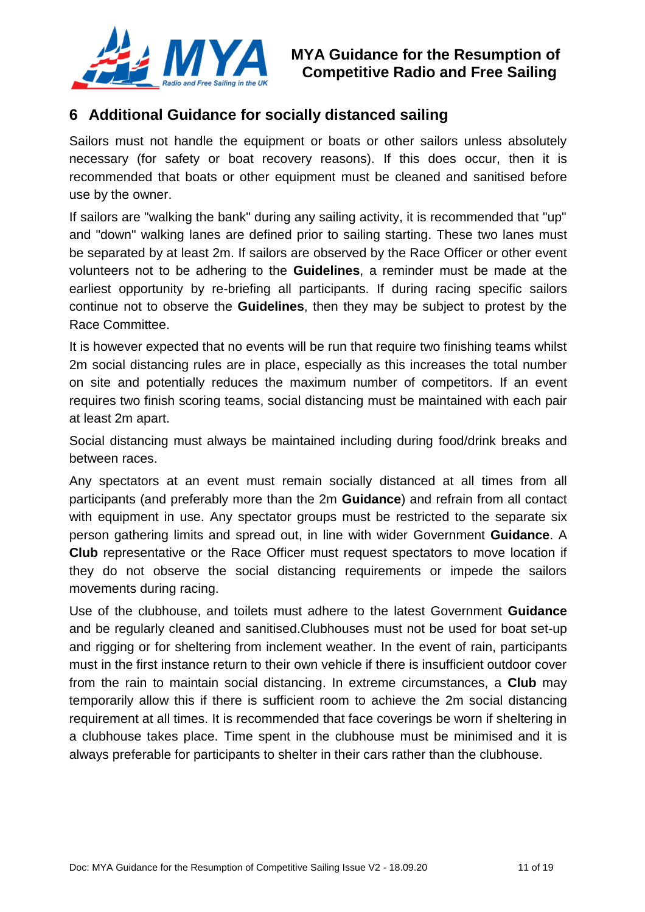## 6 Additional Guidance for socially distanced sailing

Sailors must not handle the equipment or boats or other sailors unless absolutely necessary (for safety or boat recovery reasons). If this does occur, then it is recommended that boats or other equipment must be cleaned and sanitised before use by the owner.

If sailors are "walking the bank" during any sailing activity, it is recommended that "up" and "down" walking lanes are defined prior to sailing starting. These two lanes must be separated by at least 2m. If sailors are observed by the Race Officer or other event volunteers not to be adhering to the **Guidelines**, a reminder must be made at the earliest opportunity by re-briefing all participants. If during racing specific sailors continue not to observe the **Guidelines**, then they may be subject to protest by the Race Committee.

It is however expected that no events will be run that require two finishing teams whilst 2m social distancing rules are in place, especially as this increases the total number on site and potentially reduces the maximum number of competitors. If an event requires two finish scoring teams, social distancing must be maintained with each pair at least 2m apart.

Social distancing must always be maintained including during food/drink breaks and between races.

Any spectators at an event must remain socially distanced at all times from all participants (and preferably more than the 2m **Guidance**) and refrain from all contact with equipment in use. Any spectator groups must be restricted to the separate six person gathering limits and spread out, in line with wider Government **Guidance**. A **Club** representative or the Race Officer must request spectators to move location if they do not observe the social distancing requirements or impede the sailors movements during racing.

Use of the clubhouse, and toilets must adhere to the latest Government **Guidance** and be regularly cleaned and sanitised.Clubhouses must not be used for boat set-up and rigging or for sheltering from inclement weather. In the event of rain, participants must in the first instance return to their own vehicle if there is insufficient outdoor cover from the rain to maintain social distancing. In extreme circumstances, a **Club** may temporarily allow this if there is sufficient room to achieve the 2m social distancing requirement at all times. It is recommended that face coverings be worn if sheltering in a clubhouse takes place. Time spent in the clubhouse must be minimised and it is always preferable for participants to shelter in their cars rather than the clubhouse.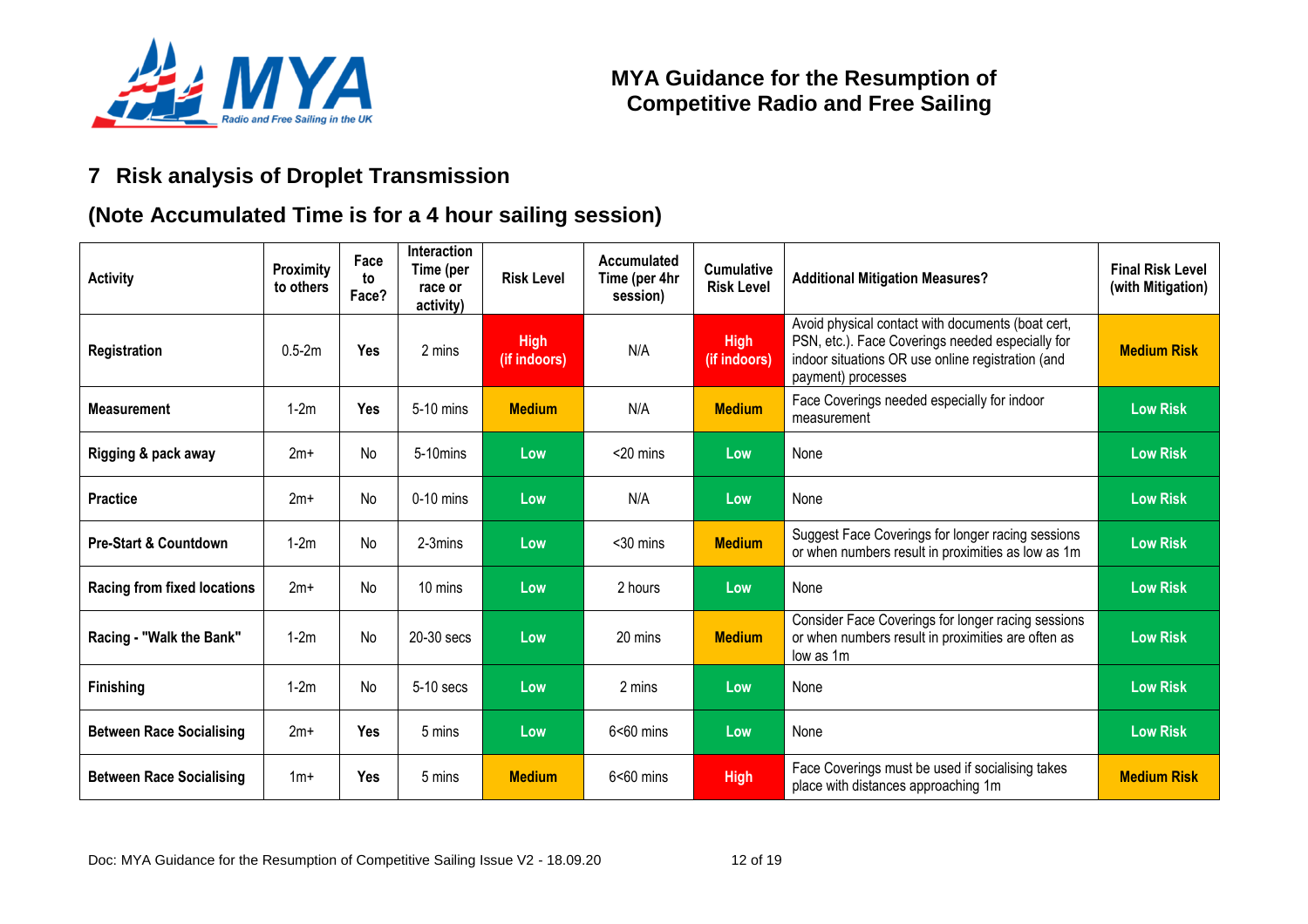# MYA Guidance for the Resumption of Competitive Radio and Free Sailing

## 7 Risk analysis of Droplet Transmission

## (Note Accumulated Time is for a 4 hour sailing session)

| Activity | Proximity to others | Face to Face? | Interaction Time (per race or activity) | Risk Level | Accumulated Time (per 4hr session) | Cumulative Risk Level | Additional Mitigation Measures? | Final Risk Level (with Mitigation) |
|---|---|---|---|---|---|---|---|---|
| **Registration** | 0.5-2m | **Yes** | 2 mins | **High (if indoors)** | N/A | **High (if indoors)** | Avoid physical contact with documents (boat cert, PSN, etc.). Face Coverings needed especially for indoor situations OR use online registration (and payment) processes | **Medium Risk** |
| **Measurement** | 1-2m | **Yes** | 5-10 mins | **Medium** | N/A | **Medium** | Face Coverings needed especially for indoor measurement | **Low Risk** |
| **Rigging & pack away** | 2m+ | No | 5-10mins | **Low** | <20 mins | **Low** | None | **Low Risk** |
| **Practice** | 2m+ | No | 0-10 mins | **Low** | N/A | **Low** | None | **Low Risk** |
| **Pre-Start & Countdown** | 1-2m | No | 2-3mins | **Low** | <30 mins | **Medium** | Suggest Face Coverings for longer racing sessions or when numbers result in proximities as low as 1m | **Low Risk** |
| **Racing from fixed locations** | 2m+ | No | 10 mins | **Low** | 2 hours | **Low** | None | **Low Risk** |
| **Racing - "Walk the Bank"** | 1-2m | No | 20-30 secs | **Low** | 20 mins | **Medium** | Consider Face Coverings for longer racing sessions or when numbers result in proximities are often as low as 1m | **Low Risk** |
| **Finishing** | 1-2m | No | 5-10 secs | **Low** | 2 mins | **Low** | None | **Low Risk** |
| **Between Race Socialising** | 2m+ | **Yes** | 5 mins | **Low** | 6<60 mins | **Low** | None | **Low Risk** |
| **Between Race Socialising** | 1m+ | **Yes** | 5 mins | **Medium** | 6<60 mins | **High** | Face Coverings must be used if socialising takes place with distances approaching 1m | **Medium Risk** |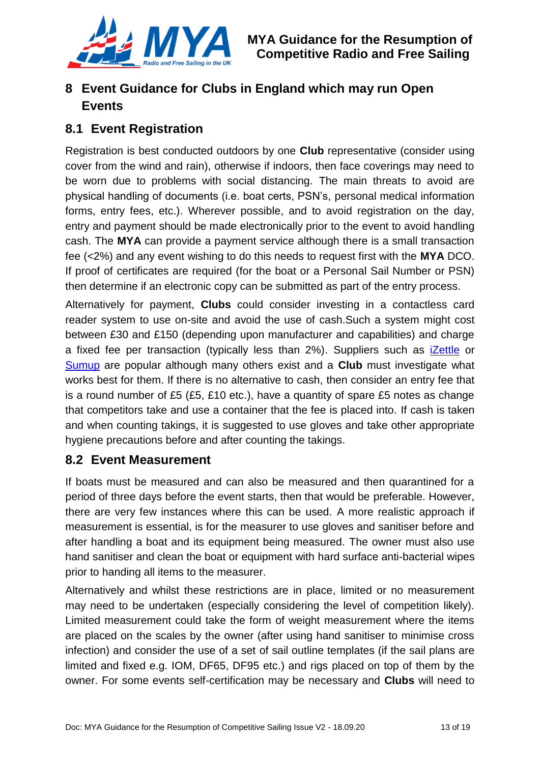# 8 Event Guidance for Clubs in England which may run Open Events

## 8.1 Event Registration

Registration is best conducted outdoors by one **Club** representative (consider using cover from the wind and rain), otherwise if indoors, then face coverings may need to be worn due to problems with social distancing. The main threats to avoid are physical handling of documents (i.e. boat certs, PSN's, personal medical information forms, entry fees, etc.). Wherever possible, and to avoid registration on the day, entry and payment should be made electronically prior to the event to avoid handling cash. The **MYA** can provide a payment service although there is a small transaction fee (<2%) and any event wishing to do this needs to request first with the **MYA** DCO. If proof of certificates are required (for the boat or a Personal Sail Number or PSN) then determine if an electronic copy can be submitted as part of the entry process.

Alternatively for payment, **Clubs** could consider investing in a contactless card reader system to use on-site and avoid the use of cash.Such a system might cost between £30 and £150 (depending upon manufacturer and capabilities) and charge a fixed fee per transaction (typically less than 2%). Suppliers such as iZettle or Sumup are popular although many others exist and a **Club** must investigate what works best for them. If there is no alternative to cash, then consider an entry fee that is a round number of £5 (£5, £10 etc.), have a quantity of spare £5 notes as change that competitors take and use a container that the fee is placed into. If cash is taken and when counting takings, it is suggested to use gloves and take other appropriate hygiene precautions before and after counting the takings.

## 8.2 Event Measurement

If boats must be measured and can also be measured and then quarantined for a period of three days before the event starts, then that would be preferable. However, there are very few instances where this can be used. A more realistic approach if measurement is essential, is for the measurer to use gloves and sanitiser before and after handling a boat and its equipment being measured. The owner must also use hand sanitiser and clean the boat or equipment with hard surface anti-bacterial wipes prior to handing all items to the measurer.

Alternatively and whilst these restrictions are in place, limited or no measurement may need to be undertaken (especially considering the level of competition likely). Limited measurement could take the form of weight measurement where the items are placed on the scales by the owner (after using hand sanitiser to minimise cross infection) and consider the use of a set of sail outline templates (if the sail plans are limited and fixed e.g. IOM, DF65, DF95 etc.) and rigs placed on top of them by the owner. For some events self-certification may be necessary and **Clubs** will need to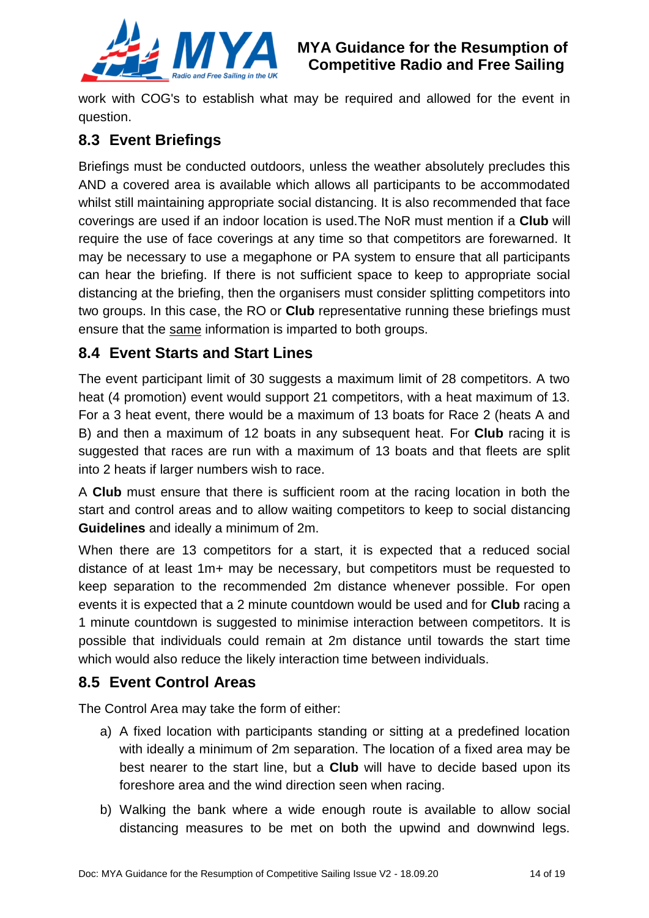work with COG's to establish what may be required and allowed for the event in question.

## 8.3 Event Briefings

Briefings must be conducted outdoors, unless the weather absolutely precludes this AND a covered area is available which allows all participants to be accommodated whilst still maintaining appropriate social distancing. It is also recommended that face coverings are used if an indoor location is used.The NoR must mention if a **Club** will require the use of face coverings at any time so that competitors are forewarned. It may be necessary to use a megaphone or PA system to ensure that all participants can hear the briefing. If there is not sufficient space to keep to appropriate social distancing at the briefing, then the organisers must consider splitting competitors into two groups. In this case, the RO or **Club** representative running these briefings must ensure that the same information is imparted to both groups.

## 8.4 Event Starts and Start Lines

The event participant limit of 30 suggests a maximum limit of 28 competitors. A two heat (4 promotion) event would support 21 competitors, with a heat maximum of 13. For a 3 heat event, there would be a maximum of 13 boats for Race 2 (heats A and B) and then a maximum of 12 boats in any subsequent heat. For **Club** racing it is suggested that races are run with a maximum of 13 boats and that fleets are split into 2 heats if larger numbers wish to race.

A **Club** must ensure that there is sufficient room at the racing location in both the start and control areas and to allow waiting competitors to keep to social distancing **Guidelines** and ideally a minimum of 2m.

When there are 13 competitors for a start, it is expected that a reduced social distance of at least 1m+ may be necessary, but competitors must be requested to keep separation to the recommended 2m distance whenever possible. For open events it is expected that a 2 minute countdown would be used and for **Club** racing a 1 minute countdown is suggested to minimise interaction between competitors. It is possible that individuals could remain at 2m distance until towards the start time which would also reduce the likely interaction time between individuals.

## 8.5 Event Control Areas

The Control Area may take the form of either:

a) A fixed location with participants standing or sitting at a predefined location with ideally a minimum of 2m separation. The location of a fixed area may be best nearer to the start line, but a **Club** will have to decide based upon its foreshore area and the wind direction seen when racing.

b) Walking the bank where a wide enough route is available to allow social distancing measures to be met on both the upwind and downwind legs.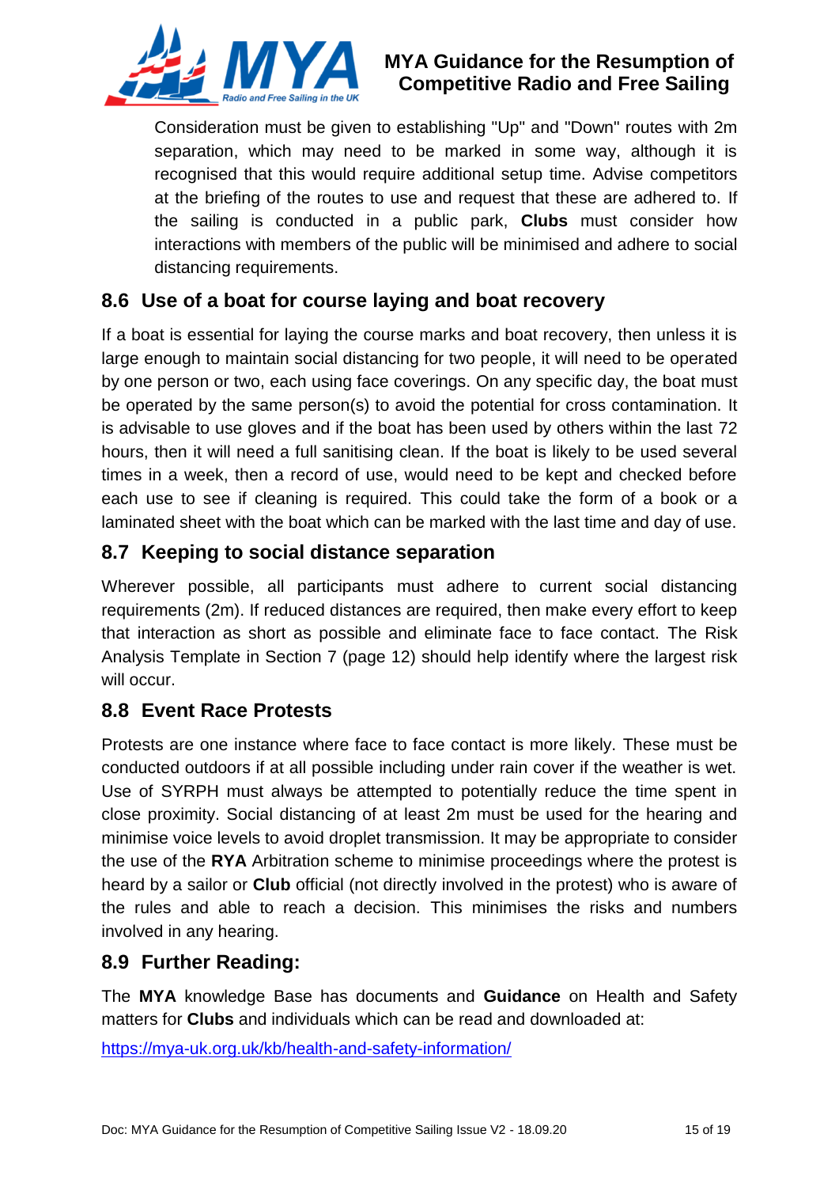Consideration must be given to establishing "Up" and "Down" routes with 2m separation, which may need to be marked in some way, although it is recognised that this would require additional setup time. Advise competitors at the briefing of the routes to use and request that these are adhered to. If the sailing is conducted in a public park, **Clubs** must consider how interactions with members of the public will be minimised and adhere to social distancing requirements.

## 8.6 Use of a boat for course laying and boat recovery

If a boat is essential for laying the course marks and boat recovery, then unless it is large enough to maintain social distancing for two people, it will need to be operated by one person or two, each using face coverings. On any specific day, the boat must be operated by the same person(s) to avoid the potential for cross contamination. It is advisable to use gloves and if the boat has been used by others within the last 72 hours, then it will need a full sanitising clean. If the boat is likely to be used several times in a week, then a record of use, would need to be kept and checked before each use to see if cleaning is required. This could take the form of a book or a laminated sheet with the boat which can be marked with the last time and day of use.

## 8.7 Keeping to social distance separation

Wherever possible, all participants must adhere to current social distancing requirements (2m). If reduced distances are required, then make every effort to keep that interaction as short as possible and eliminate face to face contact. The Risk Analysis Template in Section 7 (page 12) should help identify where the largest risk will occur.

## 8.8 Event Race Protests

Protests are one instance where face to face contact is more likely. These must be conducted outdoors if at all possible including under rain cover if the weather is wet. Use of SYRPH must always be attempted to potentially reduce the time spent in close proximity. Social distancing of at least 2m must be used for the hearing and minimise voice levels to avoid droplet transmission. It may be appropriate to consider the use of the **RYA** Arbitration scheme to minimise proceedings where the protest is heard by a sailor or **Club** official (not directly involved in the protest) who is aware of the rules and able to reach a decision. This minimises the risks and numbers involved in any hearing.

## 8.9 Further Reading:

The **MYA** knowledge Base has documents and **Guidance** on Health and Safety matters for **Clubs** and individuals which can be read and downloaded at:

https://mya-uk.org.uk/kb/health-and-safety-information/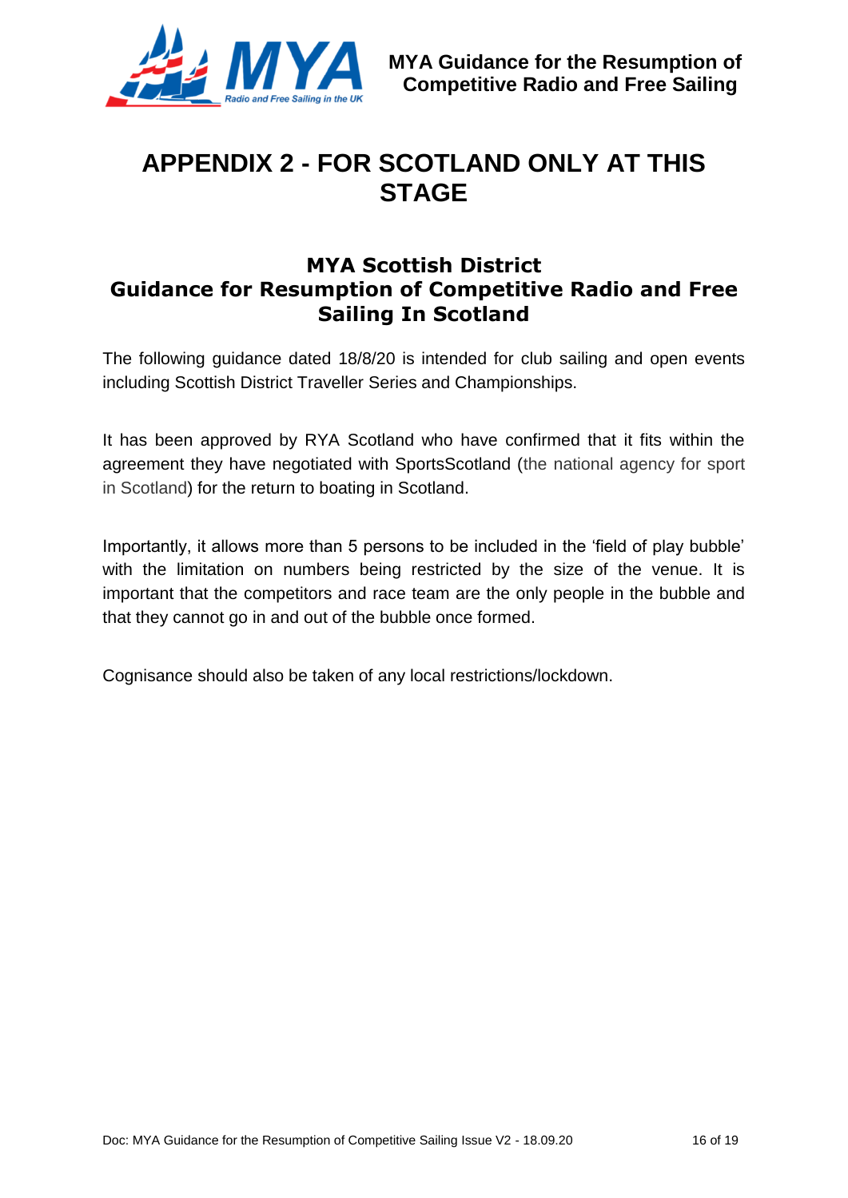# APPENDIX 2 - FOR SCOTLAND ONLY AT THIS STAGE

## MYA Scottish District
## Guidance for Resumption of Competitive Radio and Free Sailing In Scotland

The following guidance dated 18/8/20 is intended for club sailing and open events including Scottish District Traveller Series and Championships.

It has been approved by RYA Scotland who have confirmed that it fits within the agreement they have negotiated with SportsScotland (the national agency for sport in Scotland) for the return to boating in Scotland.

Importantly, it allows more than 5 persons to be included in the 'field of play bubble' with the limitation on numbers being restricted by the size of the venue. It is important that the competitors and race team are the only people in the bubble and that they cannot go in and out of the bubble once formed.

Cognisance should also be taken of any local restrictions/lockdown.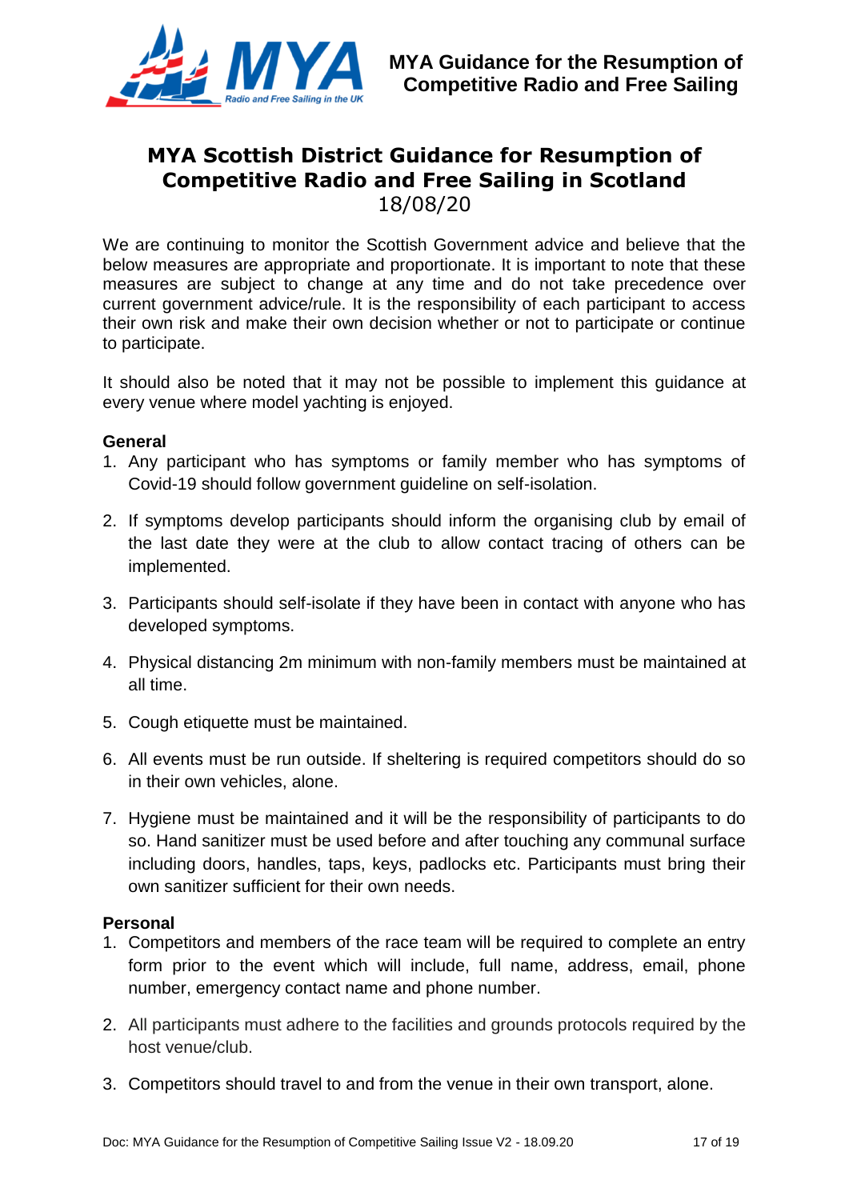# MYA Scottish District Guidance for Resumption of Competitive Radio and Free Sailing in Scotland

18/08/20

We are continuing to monitor the Scottish Government advice and believe that the below measures are appropriate and proportionate. It is important to note that these measures are subject to change at any time and do not take precedence over current government advice/rule. It is the responsibility of each participant to access their own risk and make their own decision whether or not to participate or continue to participate.

It should also be noted that it may not be possible to implement this guidance at every venue where model yachting is enjoyed.

**General**

1. Any participant who has symptoms or family member who has symptoms of Covid-19 should follow government guideline on self-isolation.
2. If symptoms develop participants should inform the organising club by email of the last date they were at the club to allow contact tracing of others can be implemented.
3. Participants should self-isolate if they have been in contact with anyone who has developed symptoms.
4. Physical distancing 2m minimum with non-family members must be maintained at all time.
5. Cough etiquette must be maintained.
6. All events must be run outside. If sheltering is required competitors should do so in their own vehicles, alone.
7. Hygiene must be maintained and it will be the responsibility of participants to do so. Hand sanitizer must be used before and after touching any communal surface including doors, handles, taps, keys, padlocks etc. Participants must bring their own sanitizer sufficient for their own needs.

**Personal**

1. Competitors and members of the race team will be required to complete an entry form prior to the event which will include, full name, address, email, phone number, emergency contact name and phone number.
2. All participants must adhere to the facilities and grounds protocols required by the host venue/club.
3. Competitors should travel to and from the venue in their own transport, alone.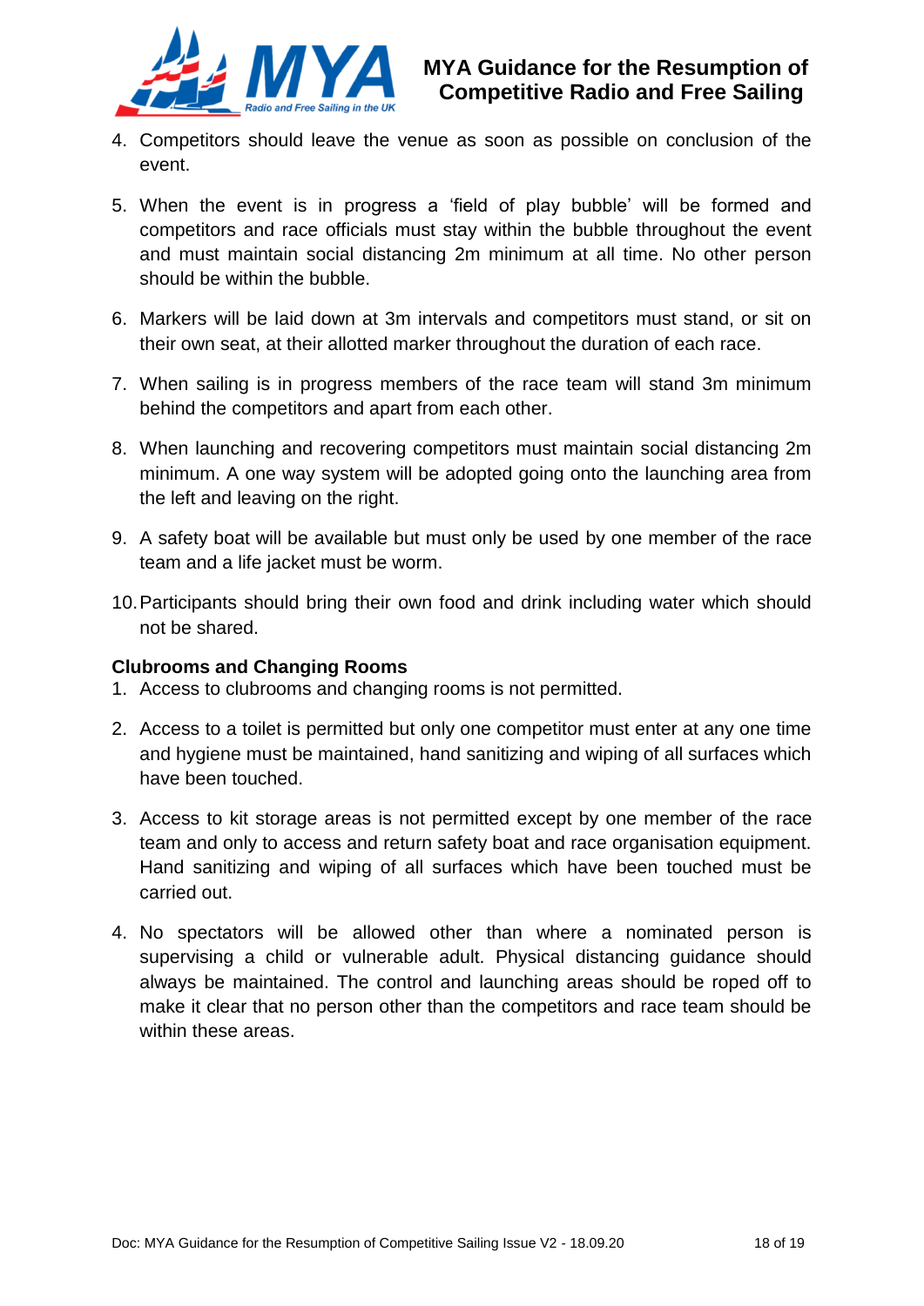4. Competitors should leave the venue as soon as possible on conclusion of the event.

5. When the event is in progress a 'field of play bubble' will be formed and competitors and race officials must stay within the bubble throughout the event and must maintain social distancing 2m minimum at all time. No other person should be within the bubble.

6. Markers will be laid down at 3m intervals and competitors must stand, or sit on their own seat, at their allotted marker throughout the duration of each race.

7. When sailing is in progress members of the race team will stand 3m minimum behind the competitors and apart from each other.

8. When launching and recovering competitors must maintain social distancing 2m minimum. A one way system will be adopted going onto the launching area from the left and leaving on the right.

9. A safety boat will be available but must only be used by one member of the race team and a life jacket must be worm.

10. Participants should bring their own food and drink including water which should not be shared.

**Clubrooms and Changing Rooms**

1. Access to clubrooms and changing rooms is not permitted.

2. Access to a toilet is permitted but only one competitor must enter at any one time and hygiene must be maintained, hand sanitizing and wiping of all surfaces which have been touched.

3. Access to kit storage areas is not permitted except by one member of the race team and only to access and return safety boat and race organisation equipment. Hand sanitizing and wiping of all surfaces which have been touched must be carried out.

4. No spectators will be allowed other than where a nominated person is supervising a child or vulnerable adult. Physical distancing guidance should always be maintained. The control and launching areas should be roped off to make it clear that no person other than the competitors and race team should be within these areas.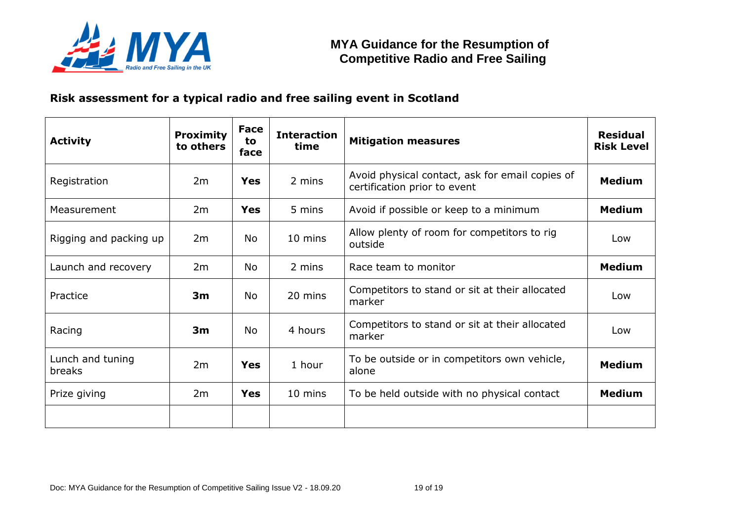**MYA Guidance for the Resumption of Competitive Radio and Free Sailing**

## Risk assessment for a typical radio and free sailing event in Scotland

| Activity | Proximity to others | Face to face | Interaction time | Mitigation measures | Residual Risk Level |
|---|---|---|---|---|---|
| Registration | 2m | **Yes** | 2 mins | Avoid physical contact, ask for email copies of certification prior to event | **Medium** |
| Measurement | 2m | **Yes** | 5 mins | Avoid if possible or keep to a minimum | **Medium** |
| Rigging and packing up | 2m | No | 10 mins | Allow plenty of room for competitors to rig outside | Low |
| Launch and recovery | 2m | No | 2 mins | Race team to monitor | **Medium** |
| Practice | **3m** | No | 20 mins | Competitors to stand or sit at their allocated marker | Low |
| Racing | **3m** | No | 4 hours | Competitors to stand or sit at their allocated marker | Low |
| Lunch and tuning breaks | 2m | **Yes** | 1 hour | To be outside or in competitors own vehicle, alone | **Medium** |
| Prize giving | 2m | **Yes** | 10 mins | To be held outside with no physical contact | **Medium** |
| | | | | | |